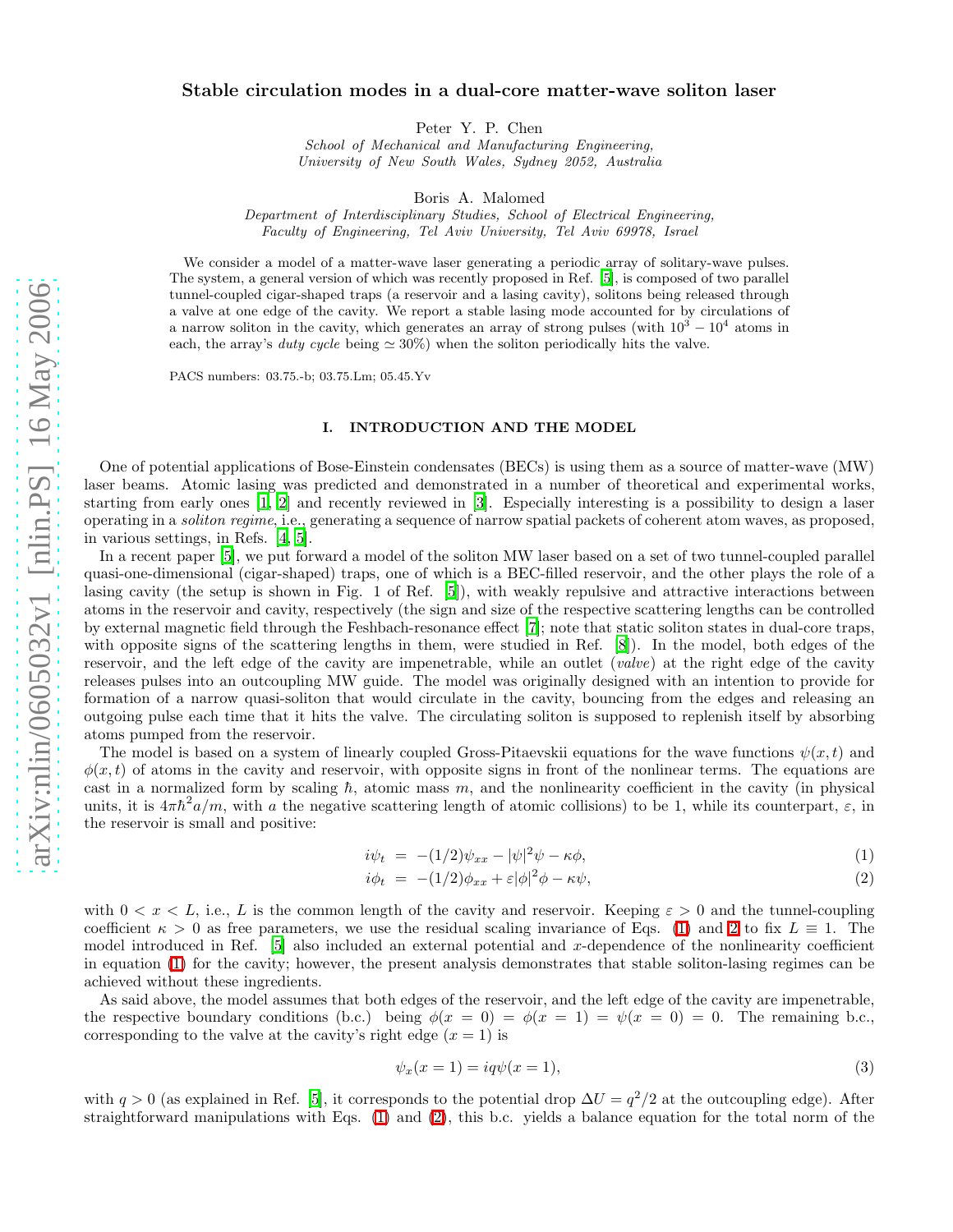# Stable circulation modes in a dual-core matter-wave soliton laser

Peter Y. P. Chen

*School of Mechanical and Manufacturing Engineering, University of New South Wales, Sydney 2052, Australia*

Boris A. Malomed

*Department of Interdisciplinary Studies, School of Electrical Engineering, Faculty of Engineering, Tel Aviv University, Tel Aviv 69978, Israel*

We consider a model of a matter-wave laser generating a periodic array of solitary-wave pulses. The system, a general version of which was recently proposed in Ref. [5], is composed of two parallel tunnel-coupled cigar-shaped traps (a reservoir and a lasing cavity), solitons being released through a valve at one edge of the cavity. We report a stable lasing mode accounted for by circulations of a narrow soliton in the cavity, which generates an array of strong pulses (with $10^3 - 10^4$ atoms in each, the array's *duty cycle* being $\simeq 30\%$) when the soliton periodically hits the valve.

PACS numbers: 03.75.-b; 03.75.Lm; 05.45.Yv

## I. INTRODUCTION AND THE MODEL

One of potential applications of Bose-Einstein condensates (BECs) is using them as a source of matter-wave (MW) laser beams. Atomic lasing was predicted and demonstrated in a number of theoretical and experimental works, starting from early ones [1, 2] and recently reviewed in [3]. Especially interesting is a possibility to design a laser operating in a *soliton regime*, i.e., generating a sequence of narrow spatial packets of coherent atom waves, as proposed, in various settings, in Refs. [4, 5].

In a recent paper [5], we put forward a model of the soliton MW laser based on a set of two tunnel-coupled parallel quasi-one-dimensional (cigar-shaped) traps, one of which is a BEC-filled reservoir, and the other plays the role of a lasing cavity (the setup is shown in Fig. 1 of Ref. [5]), with weakly repulsive and attractive interactions between atoms in the reservoir and cavity, respectively (the sign and size of the respective scattering lengths can be controlled by external magnetic field through the Feshbach-resonance effect [7]; note that static soliton states in dual-core traps, with opposite signs of the scattering lengths in them, were studied in Ref. [8]). In the model, both edges of the reservoir, and the left edge of the cavity are impenetrable, while an outlet (*valve*) at the right edge of the cavity releases pulses into an outcoupling MW guide. The model was originally designed with an intention to provide for formation of a narrow quasi-soliton that would circulate in the cavity, bouncing from the edges and releasing an outgoing pulse each time that it hits the valve. The circulating soliton is supposed to replenish itself by absorbing atoms pumped from the reservoir.

The model is based on a system of linearly coupled Gross-Pitaevskii equations for the wave functions $\psi(x,t)$ and $\phi(x,t)$ of atoms in the cavity and reservoir, with opposite signs in front of the nonlinear terms. The equations are cast in a normalized form by scaling $\hbar$, atomic mass $m$, and the nonlinearity coefficient in the cavity (in physical units, it is $4\pi\hbar^2 a/m$, with $a$ the negative scattering length of atomic collisions) to be 1, while its counterpart, $\varepsilon$, in the reservoir is small and positive:

$$i\psi_t = -(1/2)\psi_{xx} - |\psi|^2\psi - \kappa\phi, \tag{1}$$

$$i\phi_t = -(1/2)\phi_{xx} + \varepsilon|\phi|^2\phi - \kappa\psi, \tag{2}$$

with $0 < x < L$, i.e., $L$ is the common length of the cavity and reservoir. Keeping $\varepsilon > 0$ and the tunnel-coupling coefficient $\kappa > 0$ as free parameters, we use the residual scaling invariance of Eqs. (1) and 2 to fix $L \equiv 1$. The model introduced in Ref. [5] also included an external potential and $x$-dependence of the nonlinearity coefficient in equation (1) for the cavity; however, the present analysis demonstrates that stable soliton-lasing regimes can be achieved without these ingredients.

As said above, the model assumes that both edges of the reservoir, and the left edge of the cavity are impenetrable, the respective boundary conditions (b.c.) being $\phi(x = 0) = \phi(x = 1) = \psi(x = 0) = 0$. The remaining b.c., corresponding to the valve at the cavity's right edge ($x = 1$) is

$$\psi_x(x = 1) = iq\psi(x = 1), \tag{3}$$

with $q > 0$ (as explained in Ref. [5], it corresponds to the potential drop $\Delta U = q^2/2$ at the outcoupling edge). After straightforward manipulations with Eqs. (1) and (2), this b.c. yields a balance equation for the total norm of the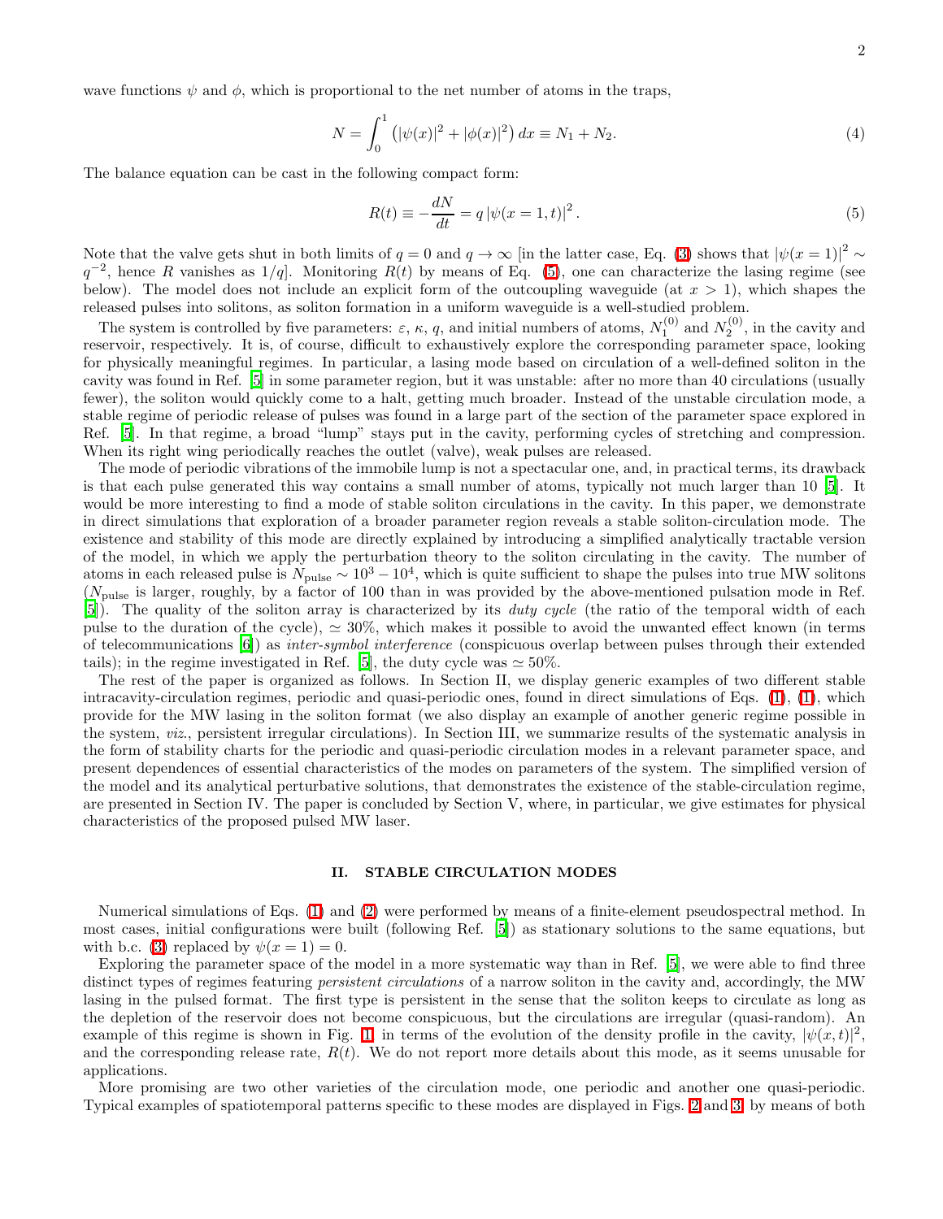wave functions $\psi$ and $\phi$, which is proportional to the net number of atoms in the traps,

$$N = \int_0^1 \left( |\psi(x)|^2 + |\phi(x)|^2 \right) dx \equiv N_1 + N_2. \tag{4}$$

The balance equation can be cast in the following compact form:

$$R(t) \equiv -\frac{dN}{dt} = q \left| \psi(x=1,t) \right|^2. \tag{5}$$

Note that the valve gets shut in both limits of $q = 0$ and $q \to \infty$ [in the latter case, Eq. (3) shows that $|\psi(x=1)|^2 \sim q^{-2}$, hence $R$ vanishes as $1/q$]. Monitoring $R(t)$ by means of Eq. (5), one can characterize the lasing regime (see below). The model does not include an explicit form of the outcoupling waveguide (at $x > 1$), which shapes the released pulses into solitons, as soliton formation in a uniform waveguide is a well-studied problem.

The system is controlled by five parameters: $\varepsilon$, $\kappa$, $q$, and initial numbers of atoms, $N_1^{(0)}$ and $N_2^{(0)}$, in the cavity and reservoir, respectively. It is, of course, difficult to exhaustively explore the corresponding parameter space, looking for physically meaningful regimes. In particular, a lasing mode based on circulation of a well-defined soliton in the cavity was found in Ref. [5] in some parameter region, but it was unstable: after no more than 40 circulations (usually fewer), the soliton would quickly come to a halt, getting much broader. Instead of the unstable circulation mode, a stable regime of periodic release of pulses was found in a large part of the section of the parameter space explored in Ref. [5]. In that regime, a broad "lump" stays put in the cavity, performing cycles of stretching and compression. When its right wing periodically reaches the outlet (valve), weak pulses are released.

The mode of periodic vibrations of the immobile lump is not a spectacular one, and, in practical terms, its drawback is that each pulse generated this way contains a small number of atoms, typically not much larger than 10 [5]. It would be more interesting to find a mode of stable soliton circulations in the cavity. In this paper, we demonstrate in direct simulations that exploration of a broader parameter region reveals a stable soliton-circulation mode. The existence and stability of this mode are directly explained by introducing a simplified analytically tractable version of the model, in which we apply the perturbation theory to the soliton circulating in the cavity. The number of atoms in each released pulse is $N_{\rm pulse} \sim 10^3 - 10^4$, which is quite sufficient to shape the pulses into true MW solitons ($N_{\rm pulse}$ is larger, roughly, by a factor of 100 than in was provided by the above-mentioned pulsation mode in Ref. [5]). The quality of the soliton array is characterized by its *duty cycle* (the ratio of the temporal width of each pulse to the duration of the cycle), $\simeq 30\%$, which makes it possible to avoid the unwanted effect known (in terms of telecommunications [6]) as *inter-symbol interference* (conspicuous overlap between pulses through their extended tails); in the regime investigated in Ref. [5], the duty cycle was $\simeq 50\%$.

The rest of the paper is organized as follows. In Section II, we display generic examples of two different stable intracavity-circulation regimes, periodic and quasi-periodic ones, found in direct simulations of Eqs. (1), (1), which provide for the MW lasing in the soliton format (we also display an example of another generic regime possible in the system, *viz.*, persistent irregular circulations). In Section III, we summarize results of the systematic analysis in the form of stability charts for the periodic and quasi-periodic circulation modes in a relevant parameter space, and present dependences of essential characteristics of the modes on parameters of the system. The simplified version of the model and its analytical perturbative solutions, that demonstrates the existence of the stable-circulation regime, are presented in Section IV. The paper is concluded by Section V, where, in particular, we give estimates for physical characteristics of the proposed pulsed MW laser.

## II. STABLE CIRCULATION MODES

Numerical simulations of Eqs. (1) and (2) were performed by means of a finite-element pseudospectral method. In most cases, initial configurations were built (following Ref. [5]) as stationary solutions to the same equations, but with b.c. (3) replaced by $\psi(x=1) = 0$.

Exploring the parameter space of the model in a more systematic way than in Ref. [5], we were able to find three distinct types of regimes featuring *persistent circulations* of a narrow soliton in the cavity and, accordingly, the MW lasing in the pulsed format. The first type is persistent in the sense that the soliton keeps to circulate as long as the depletion of the reservoir does not become conspicuous, but the circulations are irregular (quasi-random). An example of this regime is shown in Fig. 1 in terms of the evolution of the density profile in the cavity, $|\psi(x,t)|^2$, and the corresponding release rate, $R(t)$. We do not report more details about this mode, as it seems unusable for applications.

More promising are two other varieties of the circulation mode, one periodic and another one quasi-periodic. Typical examples of spatiotemporal patterns specific to these modes are displayed in Figs. 2 and 3, by means of both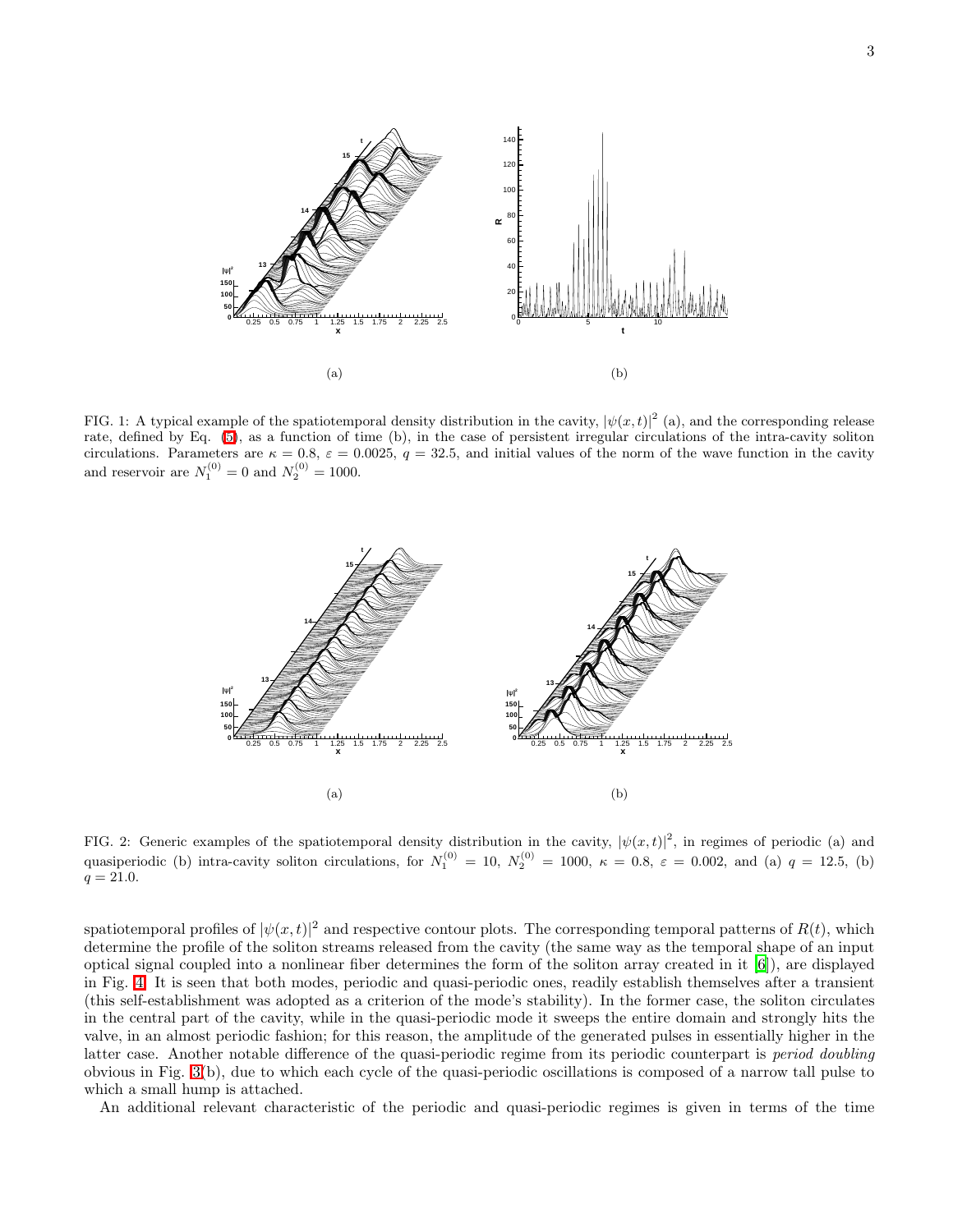FIG. 1: A typical example of the spatiotemporal density distribution in the cavity, $|\psi(x,t)|^2$ (a), and the corresponding release rate, defined by Eq. (5), as a function of time (b), in the case of persistent irregular circulations of the intra-cavity soliton circulations. Parameters are $\kappa = 0.8$, $\varepsilon = 0.0025$, $q = 32.5$, and initial values of the norm of the wave function in the cavity and reservoir are $N_1^{(0)} = 0$ and $N_2^{(0)} = 1000$.

FIG. 2: Generic examples of the spatiotemporal density distribution in the cavity, $|\psi(x,t)|^2$, in regimes of periodic (a) and quasiperiodic (b) intra-cavity soliton circulations, for $N_1^{(0)} = 10$, $N_2^{(0)} = 1000$, $\kappa = 0.8$, $\varepsilon = 0.002$, and (a) $q = 12.5$, (b) $q = 21.0$.

spatiotemporal profiles of $|\psi(x,t)|^2$ and respective contour plots. The corresponding temporal patterns of $R(t)$, which determine the profile of the soliton streams released from the cavity (the same way as the temporal shape of an input optical signal coupled into a nonlinear fiber determines the form of the soliton array created in it [6]), are displayed in Fig. 4. It is seen that both modes, periodic and quasi-periodic ones, readily establish themselves after a transient (this self-establishment was adopted as a criterion of the mode's stability). In the former case, the soliton circulates in the central part of the cavity, while in the quasi-periodic mode it sweeps the entire domain and strongly hits the valve, in an almost periodic fashion; for this reason, the amplitude of the generated pulses in essentially higher in the latter case. Another notable difference of the quasi-periodic regime from its periodic counterpart is *period doubling* obvious in Fig. 3(b), due to which each cycle of the quasi-periodic oscillations is composed of a narrow tall pulse to which a small hump is attached.

An additional relevant characteristic of the periodic and quasi-periodic regimes is given in terms of the time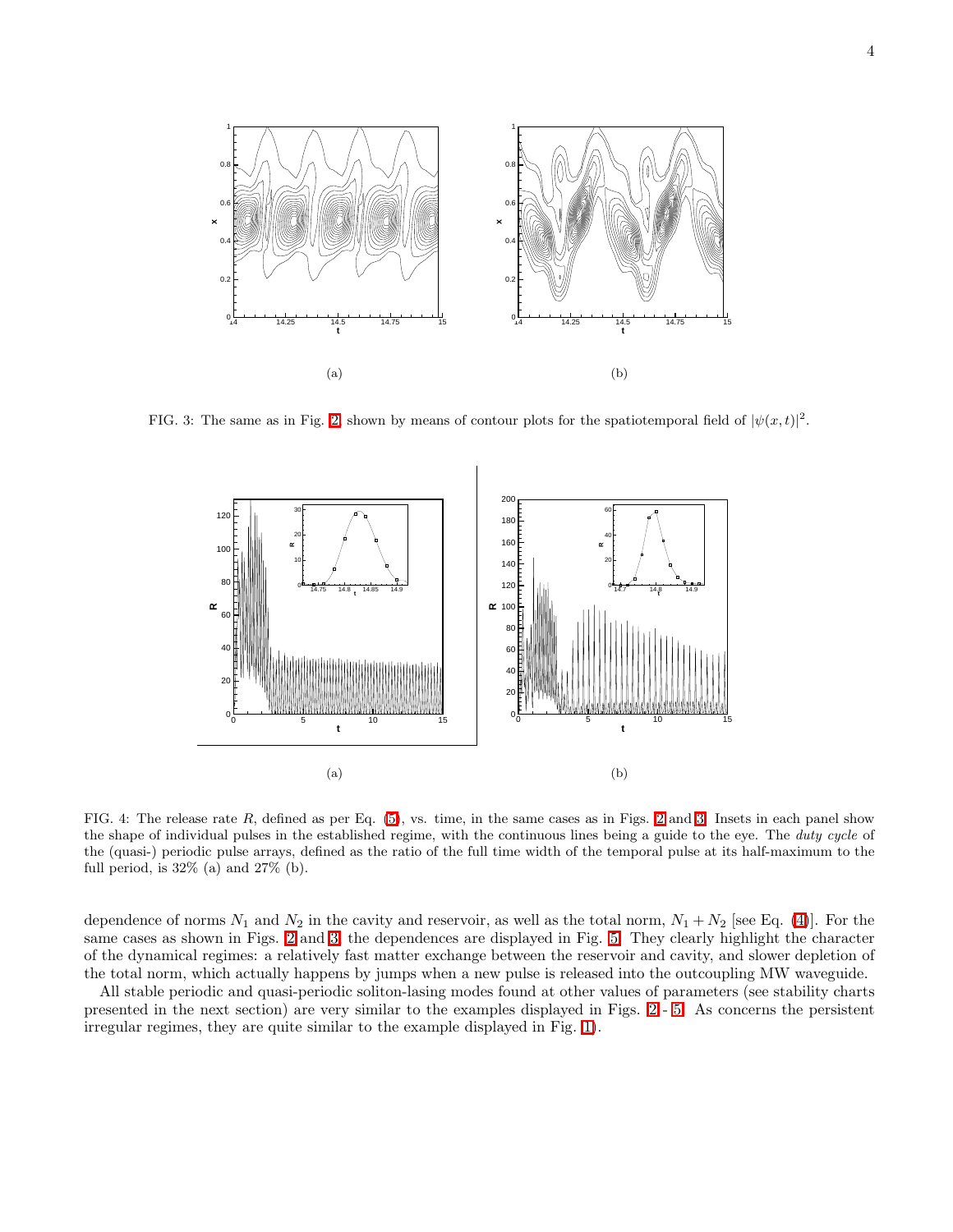(a)

(b)

FIG. 3: The same as in Fig. 2 shown by means of contour plots for the spatiotemporal field of $|\psi(x,t)|^2$.

(a)

(b)

FIG. 4: The release rate $R$, defined as per Eq. (5), vs. time, in the same cases as in Figs. 2 and 3. Insets in each panel show the shape of individual pulses in the established regime, with the continuous lines being a guide to the eye. The *duty cycle* of the (quasi-) periodic pulse arrays, defined as the ratio of the full time width of the temporal pulse at its half-maximum to the full period, is 32% (a) and 27% (b).

dependence of norms $N_1$ and $N_2$ in the cavity and reservoir, as well as the total norm, $N_1 + N_2$ [see Eq. (4)]. For the same cases as shown in Figs. 2 and 3, the dependences are displayed in Fig. 5. They clearly highlight the character of the dynamical regimes: a relatively fast matter exchange between the reservoir and cavity, and slower depletion of the total norm, which actually happens by jumps when a new pulse is released into the outcoupling MW waveguide.

All stable periodic and quasi-periodic soliton-lasing modes found at other values of parameters (see stability charts presented in the next section) are very similar to the examples displayed in Figs. 2 - 5. As concerns the persistent irregular regimes, they are quite similar to the example displayed in Fig. 1).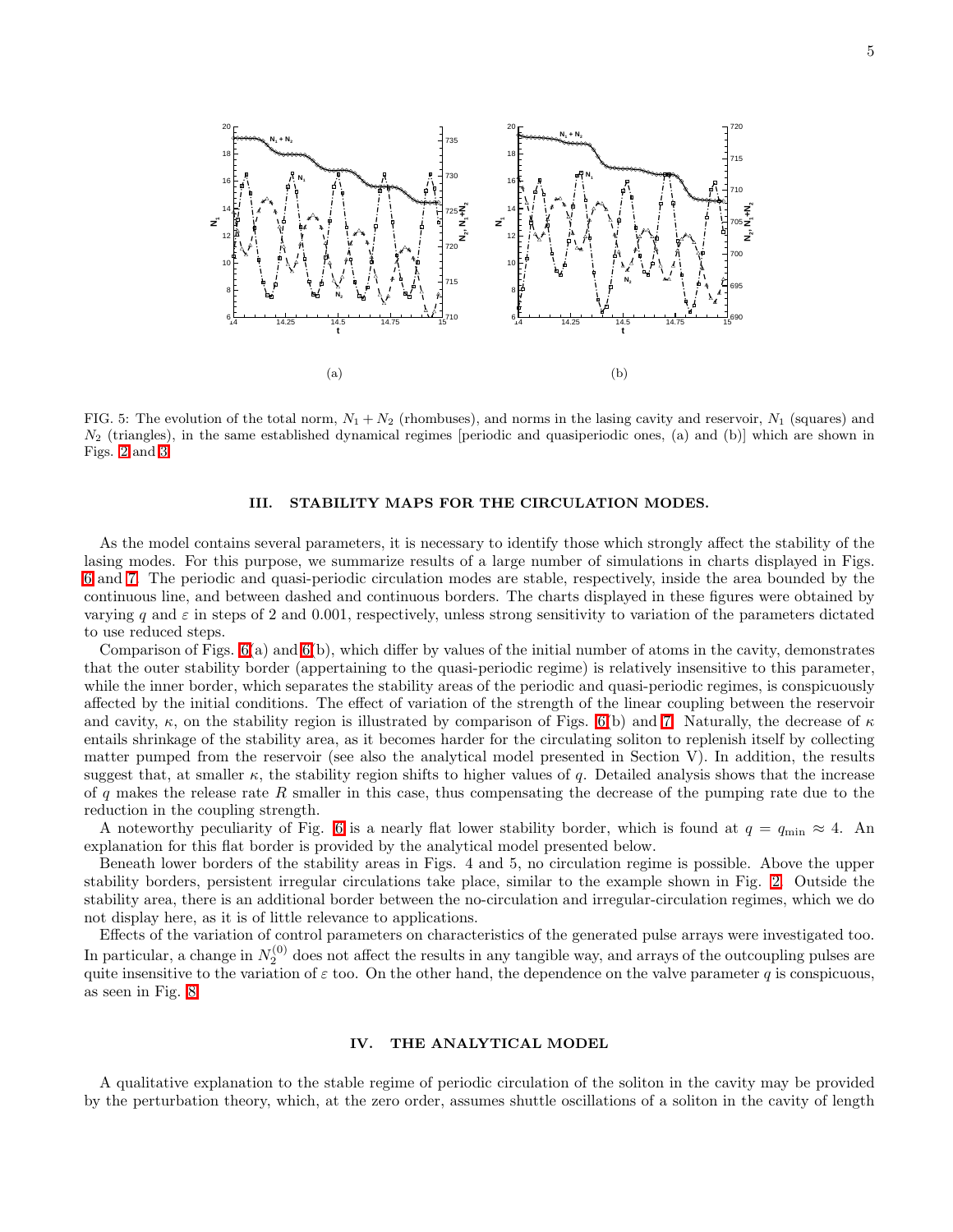(a) (b)

FIG. 5: The evolution of the total norm, $N_1 + N_2$ (rhombuses), and norms in the lasing cavity and reservoir, $N_1$ (squares) and $N_2$ (triangles), in the same established dynamical regimes [periodic and quasiperiodic ones, (a) and (b)] which are shown in Figs. 2 and 3.

## III. STABILITY MAPS FOR THE CIRCULATION MODES.

As the model contains several parameters, it is necessary to identify those which strongly affect the stability of the lasing modes. For this purpose, we summarize results of a large number of simulations in charts displayed in Figs. 6 and 7. The periodic and quasi-periodic circulation modes are stable, respectively, inside the area bounded by the continuous line, and between dashed and continuous borders. The charts displayed in these figures were obtained by varying $q$ and $\varepsilon$ in steps of 2 and 0.001, respectively, unless strong sensitivity to variation of the parameters dictated to use reduced steps.

Comparison of Figs. 6(a) and 6(b), which differ by values of the initial number of atoms in the cavity, demonstrates that the outer stability border (appertaining to the quasi-periodic regime) is relatively insensitive to this parameter, while the inner border, which separates the stability areas of the periodic and quasi-periodic regimes, is conspicuously affected by the initial conditions. The effect of variation of the strength of the linear coupling between the reservoir and cavity, $\kappa$, on the stability region is illustrated by comparison of Figs. 6(b) and 7. Naturally, the decrease of $\kappa$ entails shrinkage of the stability area, as it becomes harder for the circulating soliton to replenish itself by collecting matter pumped from the reservoir (see also the analytical model presented in Section V). In addition, the results suggest that, at smaller $\kappa$, the stability region shifts to higher values of $q$. Detailed analysis shows that the increase of $q$ makes the release rate $R$ smaller in this case, thus compensating the decrease of the pumping rate due to the reduction in the coupling strength.

A noteworthy peculiarity of Fig. 6 is a nearly flat lower stability border, which is found at $q = q_{\min} \approx 4$. An explanation for this flat border is provided by the analytical model presented below.

Beneath lower borders of the stability areas in Figs. 4 and 5, no circulation regime is possible. Above the upper stability borders, persistent irregular circulations take place, similar to the example shown in Fig. 2. Outside the stability area, there is an additional border between the no-circulation and irregular-circulation regimes, which we do not display here, as it is of little relevance to applications.

Effects of the variation of control parameters on characteristics of the generated pulse arrays were investigated too. In particular, a change in $N_2^{(0)}$ does not affect the results in any tangible way, and arrays of the outcoupling pulses are quite insensitive to the variation of $\varepsilon$ too. On the other hand, the dependence on the valve parameter $q$ is conspicuous, as seen in Fig. 8.

## IV. THE ANALYTICAL MODEL

A qualitative explanation to the stable regime of periodic circulation of the soliton in the cavity may be provided by the perturbation theory, which, at the zero order, assumes shuttle oscillations of a soliton in the cavity of length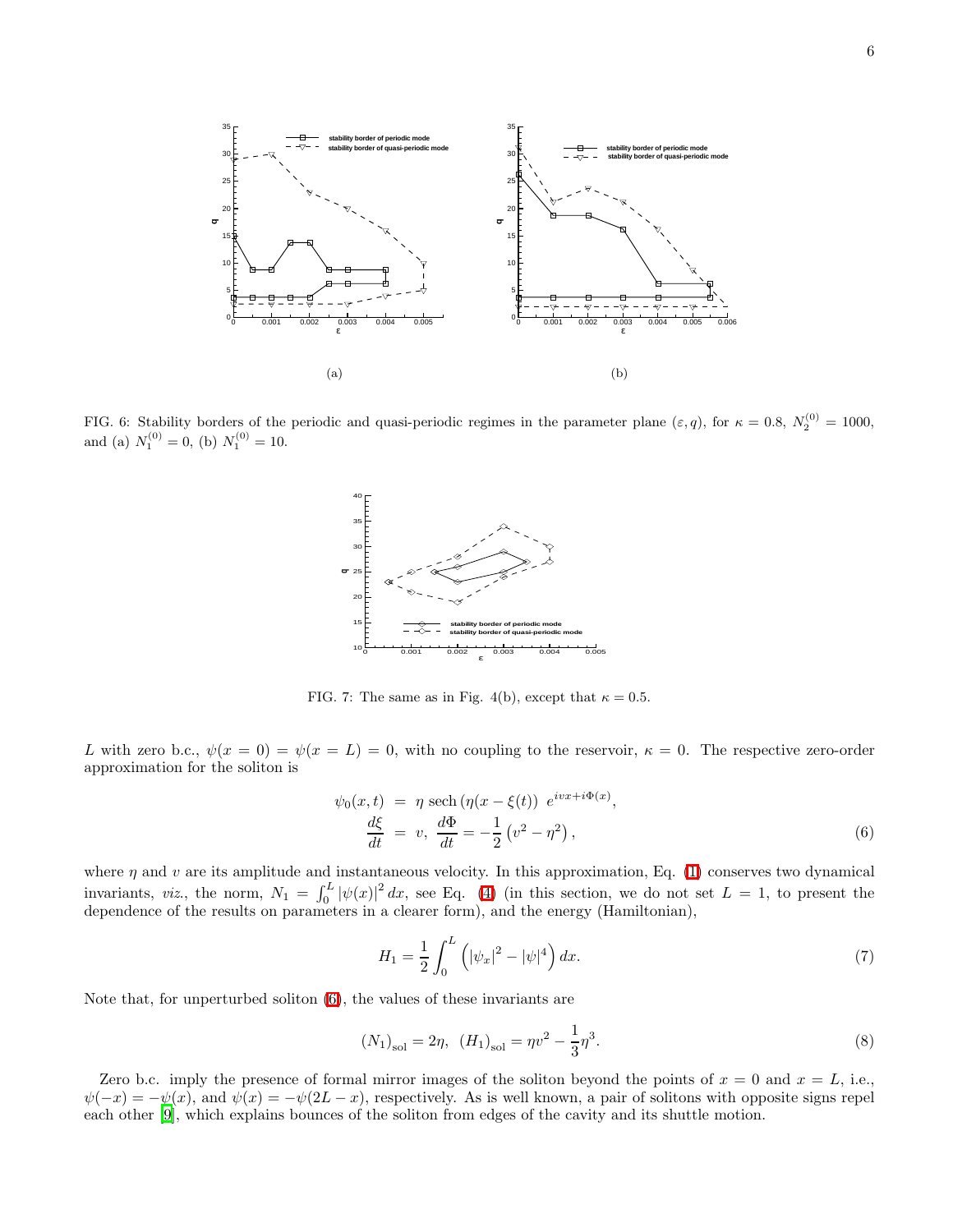FIG. 6: Stability borders of the periodic and quasi-periodic regimes in the parameter plane $(\varepsilon, q)$, for $\kappa = 0.8$, $N_2^{(0)} = 1000$, and (a) $N_1^{(0)} = 0$, (b) $N_1^{(0)} = 10$.

FIG. 7: The same as in Fig. 4(b), except that $\kappa = 0.5$.

$L$ with zero b.c., $\psi(x = 0) = \psi(x = L) = 0$, with no coupling to the reservoir, $\kappa = 0$. The respective zero-order approximation for the soliton is

$$
\begin{aligned}
\psi_0(x,t) &= \eta \,\mathrm{sech}\left(\eta(x - \xi(t))\right) \, e^{ivx + i\Phi(x)}, \\
\frac{d\xi}{dt} &= v, \;\; \frac{d\Phi}{dt} = -\frac{1}{2}\left(v^2 - \eta^2\right),
\end{aligned}
\tag{6}
$$

where $\eta$ and $v$ are its amplitude and instantaneous velocity. In this approximation, Eq. (1) conserves two dynamical invariants, *viz.*, the norm, $N_1 = \int_0^L |\psi(x)|^2 \, dx$, see Eq. (4) (in this section, we do not set $L = 1$, to present the dependence of the results on parameters in a clearer form), and the energy (Hamiltonian),

$$
H_1 = \frac{1}{2}\int_0^L \left(|\psi_x|^2 - |\psi|^4\right) dx. \tag{7}
$$

Note that, for unperturbed soliton (6), the values of these invariants are

$$
(N_1)_{\mathrm{sol}} = 2\eta, \;\; (H_1)_{\mathrm{sol}} = \eta v^2 - \frac{1}{3}\eta^3. \tag{8}
$$

Zero b.c. imply the presence of formal mirror images of the soliton beyond the points of $x = 0$ and $x = L$, i.e., $\psi(-x) = -\psi(x)$, and $\psi(x) = -\psi(2L - x)$, respectively. As is well known, a pair of solitons with opposite signs repel each other [9], which explains bounces of the soliton from edges of the cavity and its shuttle motion.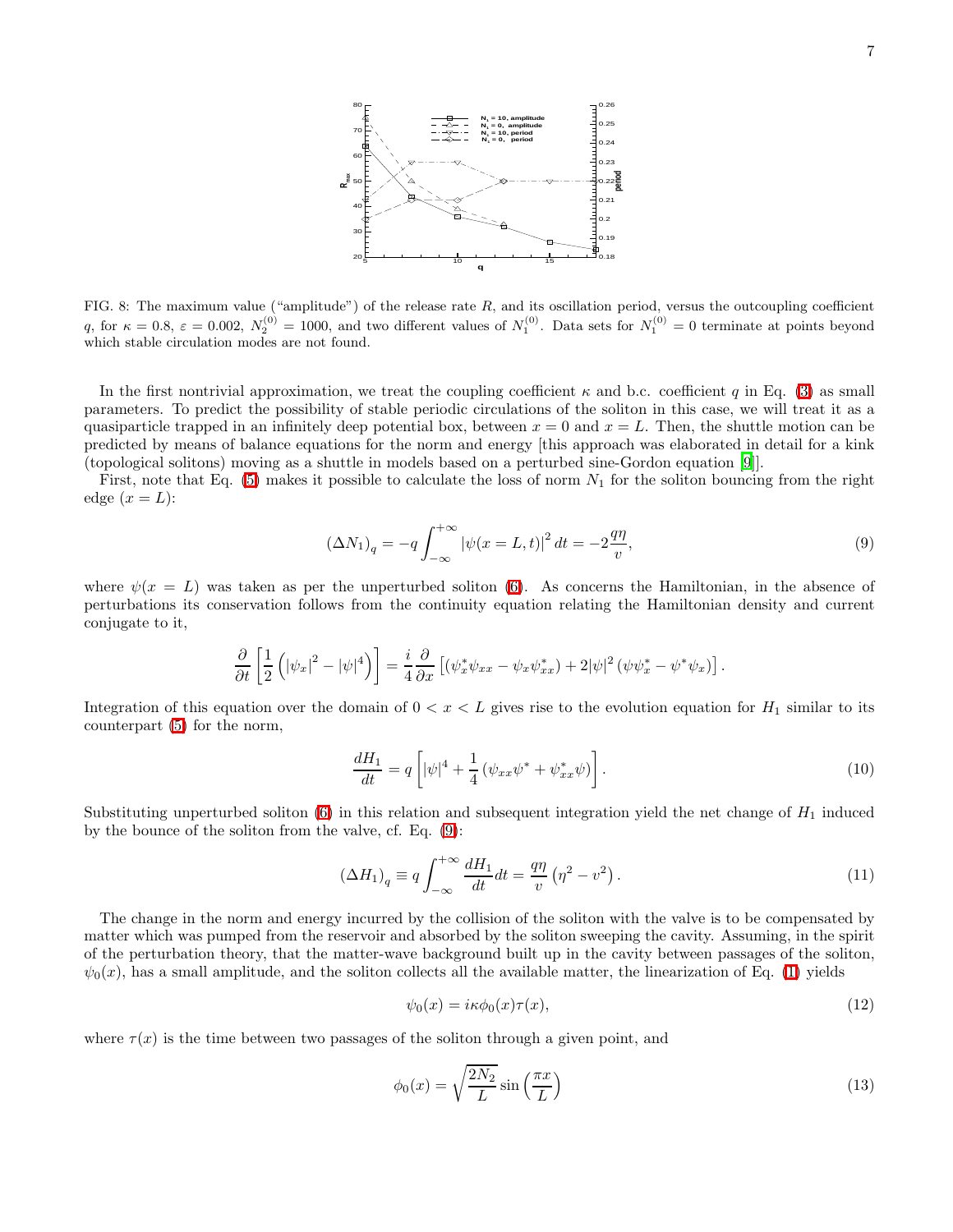FIG. 8: The maximum value ("amplitude") of the release rate $R$, and its oscillation period, versus the outcoupling coefficient $q$, for $\kappa = 0.8$, $\varepsilon = 0.002$, $N_2^{(0)} = 1000$, and two different values of $N_1^{(0)}$. Data sets for $N_1^{(0)} = 0$ terminate at points beyond which stable circulation modes are not found.

In the first nontrivial approximation, we treat the coupling coefficient $\kappa$ and b.c. coefficient $q$ in Eq. (3) as small parameters. To predict the possibility of stable periodic circulations of the soliton in this case, we will treat it as a quasiparticle trapped in an infinitely deep potential box, between $x = 0$ and $x = L$. Then, the shuttle motion can be predicted by means of balance equations for the norm and energy [this approach was elaborated in detail for a kink (topological solitons) moving as a shuttle in models based on a perturbed sine-Gordon equation [9]].

First, note that Eq. (5) makes it possible to calculate the loss of norm $N_1$ for the soliton bouncing from the right edge ($x = L$):

$$(\Delta N_1)_q = -q \int_{-\infty}^{+\infty} |\psi(x = L, t)|^2 \, dt = -2\frac{q\eta}{v}, \tag{9}$$

where $\psi(x = L)$ was taken as per the unperturbed soliton (6). As concerns the Hamiltonian, in the absence of perturbations its conservation follows from the continuity equation relating the Hamiltonian density and current conjugate to it,

$$\frac{\partial}{\partial t}\left[\frac{1}{2}\left(|\psi_x|^2 - |\psi|^4\right)\right] = \frac{i}{4}\frac{\partial}{\partial x}\left[\left(\psi_x^* \psi_{xx} - \psi_x \psi_{xx}^*\right) + 2|\psi|^2 \left(\psi\psi_x^* - \psi^*\psi_x\right)\right].$$

Integration of this equation over the domain of $0 < x < L$ gives rise to the evolution equation for $H_1$ similar to its counterpart (5) for the norm,

$$\frac{dH_1}{dt} = q\left[|\psi|^4 + \frac{1}{4}\left(\psi_{xx}\psi^* + \psi_{xx}^*\psi\right)\right]. \tag{10}$$

Substituting unperturbed soliton (6) in this relation and subsequent integration yield the net change of $H_1$ induced by the bounce of the soliton from the valve, cf. Eq. (9):

$$(\Delta H_1)_q \equiv q\int_{-\infty}^{+\infty} \frac{dH_1}{dt} dt = \frac{q\eta}{v}\left(\eta^2 - v^2\right). \tag{11}$$

The change in the norm and energy incurred by the collision of the soliton with the valve is to be compensated by matter which was pumped from the reservoir and absorbed by the soliton sweeping the cavity. Assuming, in the spirit of the perturbation theory, that the matter-wave background built up in the cavity between passages of the soliton, $\psi_0(x)$, has a small amplitude, and the soliton collects all the available matter, the linearization of Eq. (1) yields

$$\psi_0(x) = i\kappa\phi_0(x)\tau(x), \tag{12}$$

where $\tau(x)$ is the time between two passages of the soliton through a given point, and

$$\phi_0(x) = \sqrt{\frac{2N_2}{L}}\sin\left(\frac{\pi x}{L}\right) \tag{13}$$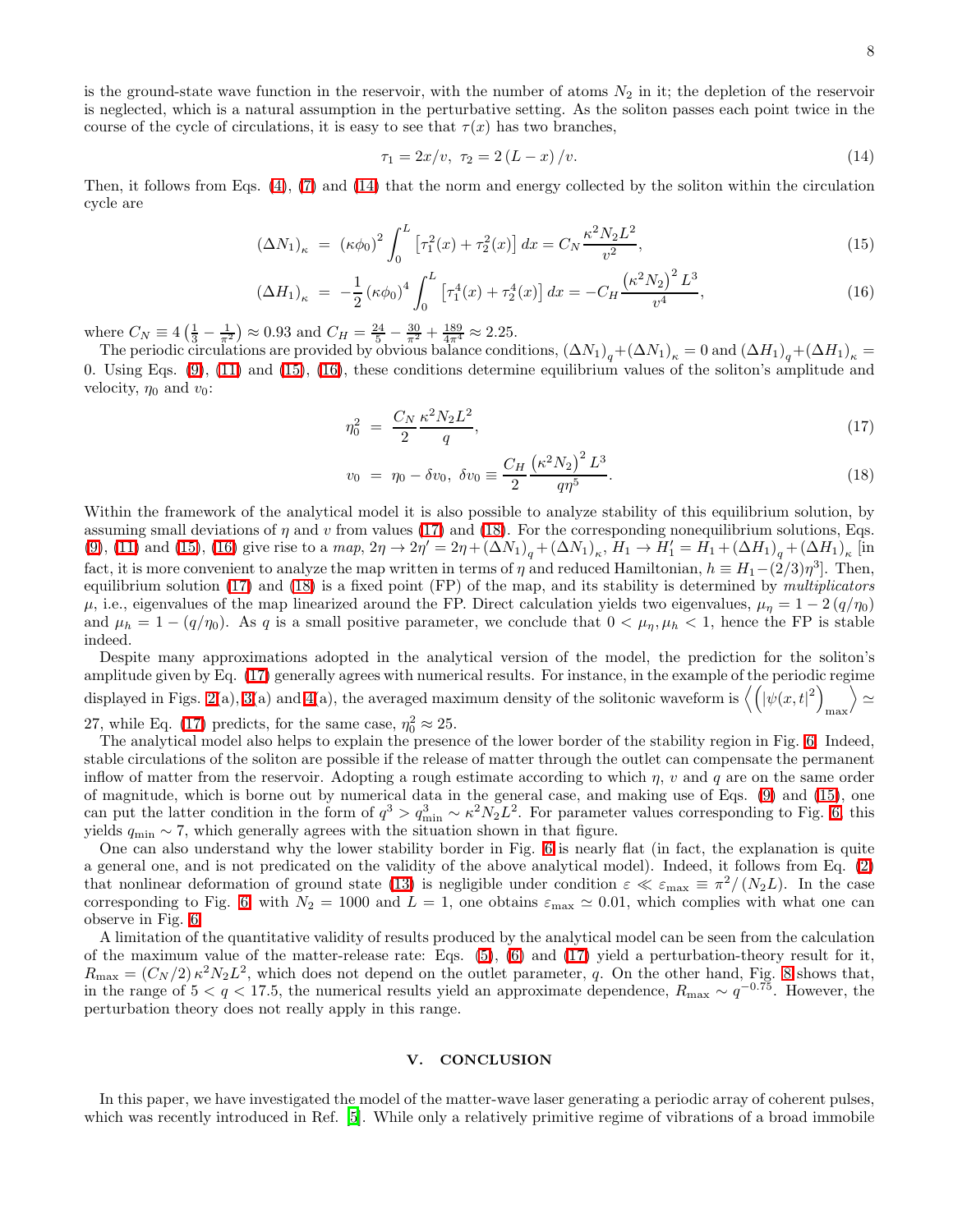is the ground-state wave function in the reservoir, with the number of atoms $N_2$ in it; the depletion of the reservoir is neglected, which is a natural assumption in the perturbative setting. As the soliton passes each point twice in the course of the cycle of circulations, it is easy to see that $\tau(x)$ has two branches,

$$\tau_1 = 2x/v, \ \tau_2 = 2\left(L - x\right)/v. \tag{14}$$

Then, it follows from Eqs. (4), (7) and (14) that the norm and energy collected by the soliton within the circulation cycle are

$$\left(\Delta N_1\right)_\kappa = \left(\kappa\phi_0\right)^2 \int_0^L \left[\tau_1^2(x) + \tau_2^2(x)\right] dx = C_N \frac{\kappa^2 N_2 L^2}{v^2}, \tag{15}$$

$$\left(\Delta H_1\right)_\kappa = -\frac{1}{2}\left(\kappa\phi_0\right)^4 \int_0^L \left[\tau_1^4(x) + \tau_2^4(x)\right] dx = -C_H \frac{\left(\kappa^2 N_2\right)^2 L^3}{v^4}, \tag{16}$$

where $C_N \equiv 4\left(\frac{1}{3} - \frac{1}{\pi^2}\right) \approx 0.93$ and $C_H = \frac{24}{5} - \frac{30}{\pi^2} + \frac{189}{4\pi^4} \approx 2.25$.

The periodic circulations are provided by obvious balance conditions, $\left(\Delta N_1\right)_q + \left(\Delta N_1\right)_\kappa = 0$ and $\left(\Delta H_1\right)_q + \left(\Delta H_1\right)_\kappa = 0$. Using Eqs. (9), (11) and (15), (16), these conditions determine equilibrium values of the soliton's amplitude and velocity, $\eta_0$ and $v_0$:

$$\eta_0^2 = \frac{C_N}{2}\frac{\kappa^2 N_2 L^2}{q}, \tag{17}$$

$$v_0 = \eta_0 - \delta v_0, \ \delta v_0 \equiv \frac{C_H}{2}\frac{\left(\kappa^2 N_2\right)^2 L^3}{q\eta^5}. \tag{18}$$

Within the framework of the analytical model it is also possible to analyze stability of this equilibrium solution, by assuming small deviations of $\eta$ and $v$ from values (17) and (18). For the corresponding nonequilibrium solutions, Eqs. (9), (11) and (15), (16) give rise to a *map*, $2\eta \to 2\eta' = 2\eta + \left(\Delta N_1\right)_q + \left(\Delta N_1\right)_\kappa$, $H_1 \to H_1' = H_1 + \left(\Delta H_1\right)_q + \left(\Delta H_1\right)_\kappa$ [in fact, it is more convenient to analyze the map written in terms of $\eta$ and reduced Hamiltonian, $h \equiv H_1 - (2/3)\eta^3$]. Then, equilibrium solution (17) and (18) is a fixed point (FP) of the map, and its stability is determined by *multiplicators* $\mu$, i.e., eigenvalues of the map linearized around the FP. Direct calculation yields two eigenvalues, $\mu_\eta = 1 - 2\left(q/\eta_0\right)$ and $\mu_h = 1 - \left(q/\eta_0\right)$. As $q$ is a small positive parameter, we conclude that $0 < \mu_\eta, \mu_h < 1$, hence the FP is stable indeed.

Despite many approximations adopted in the analytical version of the model, the prediction for the soliton's amplitude given by Eq. (17) generally agrees with numerical results. For instance, in the example of the periodic regime displayed in Figs. 2(a), 3(a) and 4(a), the averaged maximum density of the solitonic waveform is $\left\langle \left(\left|\psi(x,t\right|^2\right)_{\max}\right\rangle \simeq 27$, while Eq. (17) predicts, for the same case, $\eta_0^2 \approx 25$.

The analytical model also helps to explain the presence of the lower border of the stability region in Fig. 6. Indeed, stable circulations of the soliton are possible if the release of matter through the outlet can compensate the permanent inflow of matter from the reservoir. Adopting a rough estimate according to which $\eta$, $v$ and $q$ are on the same order of magnitude, which is borne out by numerical data in the general case, and making use of Eqs. (9) and (15), one can put the latter condition in the form of $q^3 > q_{\min}^3 \sim \kappa^2 N_2 L^2$. For parameter values corresponding to Fig. 6, this yields $q_{\min} \sim 7$, which generally agrees with the situation shown in that figure.

One can also understand why the lower stability border in Fig. 6 is nearly flat (in fact, the explanation is quite a general one, and is not predicated on the validity of the above analytical model). Indeed, it follows from Eq. (2) that nonlinear deformation of ground state (13) is negligible under condition $\varepsilon \ll \varepsilon_{\max} \equiv \pi^2/\left(N_2 L\right)$. In the case corresponding to Fig. 6, with $N_2 = 1000$ and $L = 1$, one obtains $\varepsilon_{\max} \simeq 0.01$, which complies with what one can observe in Fig. 6.

A limitation of the quantitative validity of results produced by the analytical model can be seen from the calculation of the maximum value of the matter-release rate: Eqs. (5), (6) and (17) yield a perturbation-theory result for it, $R_{\max} = \left(C_N/2\right)\kappa^2 N_2 L^2$, which does not depend on the outlet parameter, $q$. On the other hand, Fig. 8 shows that, in the range of $5 < q < 17.5$, the numerical results yield an approximate dependence, $R_{\max} \sim q^{-0.75}$. However, the perturbation theory does not really apply in this range.

## V. CONCLUSION

In this paper, we have investigated the model of the matter-wave laser generating a periodic array of coherent pulses, which was recently introduced in Ref. [5]. While only a relatively primitive regime of vibrations of a broad immobile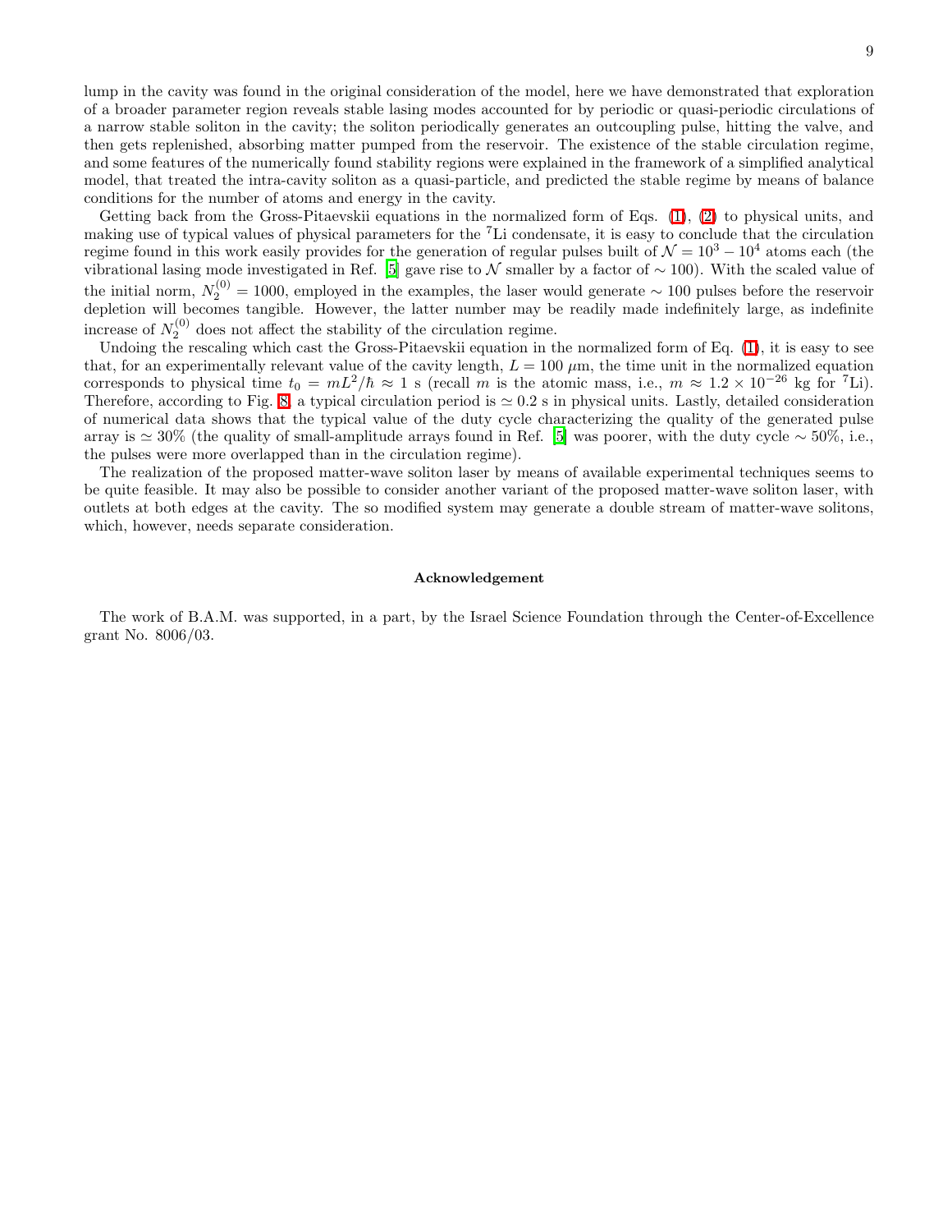lump in the cavity was found in the original consideration of the model, here we have demonstrated that exploration of a broader parameter region reveals stable lasing modes accounted for by periodic or quasi-periodic circulations of a narrow stable soliton in the cavity; the soliton periodically generates an outcoupling pulse, hitting the valve, and then gets replenished, absorbing matter pumped from the reservoir. The existence of the stable circulation regime, and some features of the numerically found stability regions were explained in the framework of a simplified analytical model, that treated the intra-cavity soliton as a quasi-particle, and predicted the stable regime by means of balance conditions for the number of atoms and energy in the cavity.

Getting back from the Gross-Pitaevskii equations in the normalized form of Eqs. (1), (2) to physical units, and making use of typical values of physical parameters for the $^7$Li condensate, it is easy to conclude that the circulation regime found in this work easily provides for the generation of regular pulses built of $\mathcal{N} = 10^3 - 10^4$ atoms each (the vibrational lasing mode investigated in Ref. [5] gave rise to $\mathcal{N}$ smaller by a factor of $\sim 100$). With the scaled value of the initial norm, $N_2^{(0)} = 1000$, employed in the examples, the laser would generate $\sim 100$ pulses before the reservoir depletion will becomes tangible. However, the latter number may be readily made indefinitely large, as indefinite increase of $N_2^{(0)}$ does not affect the stability of the circulation regime.

Undoing the rescaling which cast the Gross-Pitaevskii equation in the normalized form of Eq. (1), it is easy to see that, for an experimentally relevant value of the cavity length, $L = 100$ $\mu$m, the time unit in the normalized equation corresponds to physical time $t_0 = mL^2/\hbar \approx 1$ s (recall $m$ is the atomic mass, i.e., $m \approx 1.2 \times 10^{-26}$ kg for $^7$Li). Therefore, according to Fig. 8, a typical circulation period is $\simeq 0.2$ s in physical units. Lastly, detailed consideration of numerical data shows that the typical value of the duty cycle characterizing the quality of the generated pulse array is $\simeq 30\%$ (the quality of small-amplitude arrays found in Ref. [5] was poorer, with the duty cycle $\sim 50\%$, i.e., the pulses were more overlapped than in the circulation regime).

The realization of the proposed matter-wave soliton laser by means of available experimental techniques seems to be quite feasible. It may also be possible to consider another variant of the proposed matter-wave soliton laser, with outlets at both edges at the cavity. The so modified system may generate a double stream of matter-wave solitons, which, however, needs separate consideration.

### Acknowledgement

The work of B.A.M. was supported, in a part, by the Israel Science Foundation through the Center-of-Excellence grant No. 8006/03.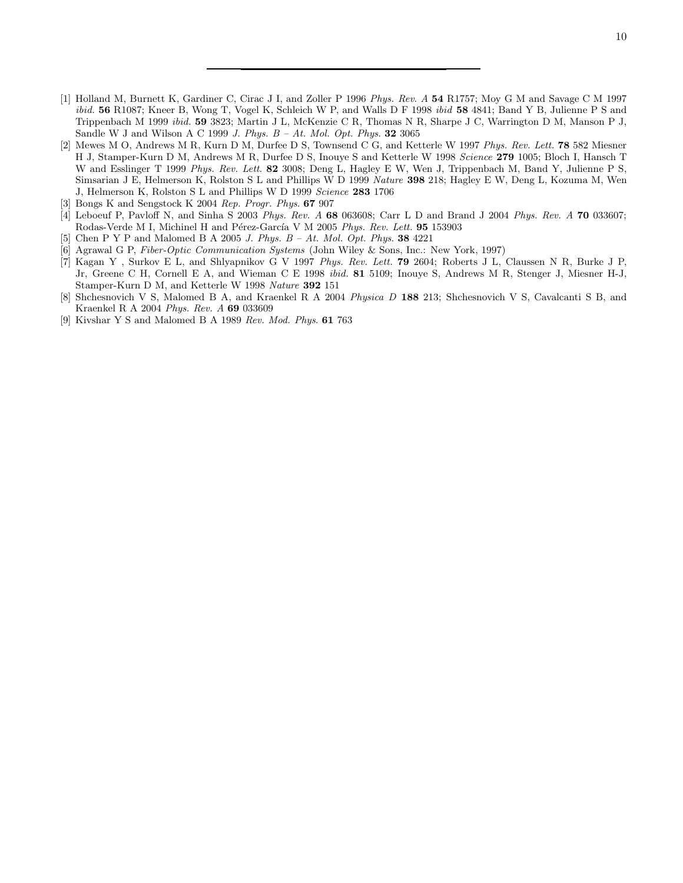[1] Holland M, Burnett K, Gardiner C, Cirac J I, and Zoller P 1996 *Phys. Rev. A* **54** R1757; Moy G M and Savage C M 1997 *ibid.* **56** R1087; Kneer B, Wong T, Vogel K, Schleich W P, and Walls D F 1998 *ibid* **58** 4841; Band Y B, Julienne P S and Trippenbach M 1999 *ibid.* **59** 3823; Martin J L, McKenzie C R, Thomas N R, Sharpe J C, Warrington D M, Manson P J, Sandle W J and Wilson A C 1999 *J. Phys. B – At. Mol. Opt. Phys.* **32** 3065

[2] Mewes M O, Andrews M R, Kurn D M, Durfee D S, Townsend C G, and Ketterle W 1997 *Phys. Rev. Lett.* **78** 582 Miesner H J, Stamper-Kurn D M, Andrews M R, Durfee D S, Inouye S and Ketterle W 1998 *Science* **279** 1005; Bloch I, Hansch T W and Esslinger T 1999 *Phys. Rev. Lett.* **82** 3008; Deng L, Hagley E W, Wen J, Trippenbach M, Band Y, Julienne P S, Simsarian J E, Helmerson K, Rolston S L and Phillips W D 1999 *Nature* **398** 218; Hagley E W, Deng L, Kozuma M, Wen J, Helmerson K, Rolston S L and Phillips W D 1999 *Science* **283** 1706

[3] Bongs K and Sengstock K 2004 *Rep. Progr. Phys.* **67** 907

[4] Leboeuf P, Pavloff N, and Sinha S 2003 *Phys. Rev. A* **68** 063608; Carr L D and Brand J 2004 *Phys. Rev. A* **70** 033607; Rodas-Verde M I, Michinel H and Pérez-García V M 2005 *Phys. Rev. Lett.* **95** 153903

[5] Chen P Y P and Malomed B A 2005 *J. Phys. B – At. Mol. Opt. Phys.* **38** 4221

[6] Agrawal G P, *Fiber-Optic Communication Systems* (John Wiley & Sons, Inc.: New York, 1997)

[7] Kagan Y , Surkov E L, and Shlyapnikov G V 1997 *Phys. Rev. Lett.* **79** 2604; Roberts J L, Claussen N R, Burke J P, Jr, Greene C H, Cornell E A, and Wieman C E 1998 *ibid.* **81** 5109; Inouye S, Andrews M R, Stenger J, Miesner H-J, Stamper-Kurn D M, and Ketterle W 1998 *Nature* **392** 151

[8] Shchesnovich V S, Malomed B A, and Kraenkel R A 2004 *Physica D* **188** 213; Shchesnovich V S, Cavalcanti S B, and Kraenkel R A 2004 *Phys. Rev. A* **69** 033609

[9] Kivshar Y S and Malomed B A 1989 *Rev. Mod. Phys.* **61** 763